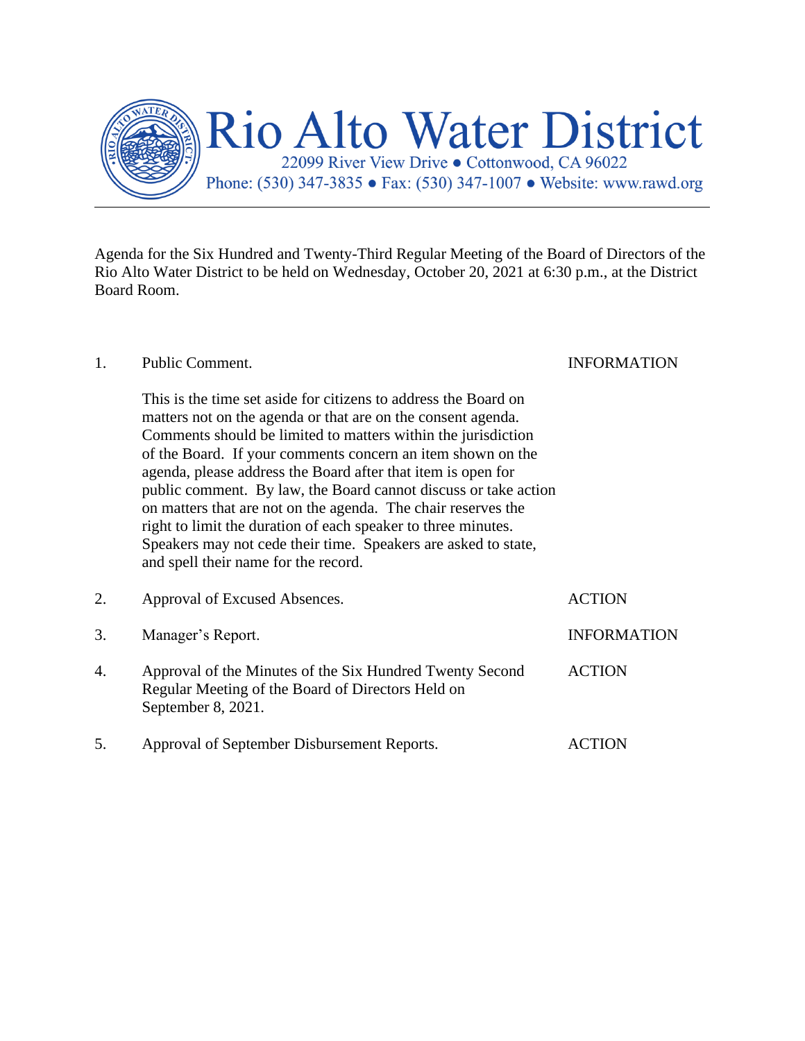# Rio Alto Water District

22099 River View Drive ● Cottonwood, CA 96022

Phone: (530) 347-3835 ● Fax: (530) 347-1007 ● Website: www.rawd.org

---

Agenda for the Six Hundred and Twenty-Third Regular Meeting of the Board of Directors of the Rio Alto Water District to be held on Wednesday, October 20, 2021 at 6:30 p.m., at the District Board Room.

1. Public Comment. — INFORMATION

   This is the time set aside for citizens to address the Board on matters not on the agenda or that are on the consent agenda. Comments should be limited to matters within the jurisdiction of the Board. If your comments concern an item shown on the agenda, please address the Board after that item is open for public comment. By law, the Board cannot discuss or take action on matters that are not on the agenda. The chair reserves the right to limit the duration of each speaker to three minutes. Speakers may not cede their time. Speakers are asked to state, and spell their name for the record.

2. Approval of Excused Absences. — ACTION

3. Manager's Report. — INFORMATION

4. Approval of the Minutes of the Six Hundred Twenty Second Regular Meeting of the Board of Directors Held on September 8, 2021. — ACTION

5. Approval of September Disbursement Reports. — ACTION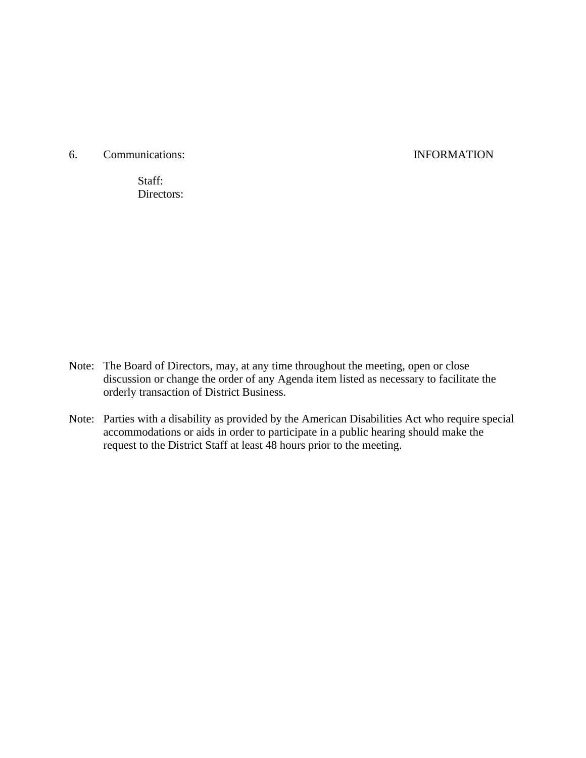6. Communications: INFORMATION

Staff:
Directors:

Note: The Board of Directors, may, at any time throughout the meeting, open or close discussion or change the order of any Agenda item listed as necessary to facilitate the orderly transaction of District Business.

Note: Parties with a disability as provided by the American Disabilities Act who require special accommodations or aids in order to participate in a public hearing should make the request to the District Staff at least 48 hours prior to the meeting.